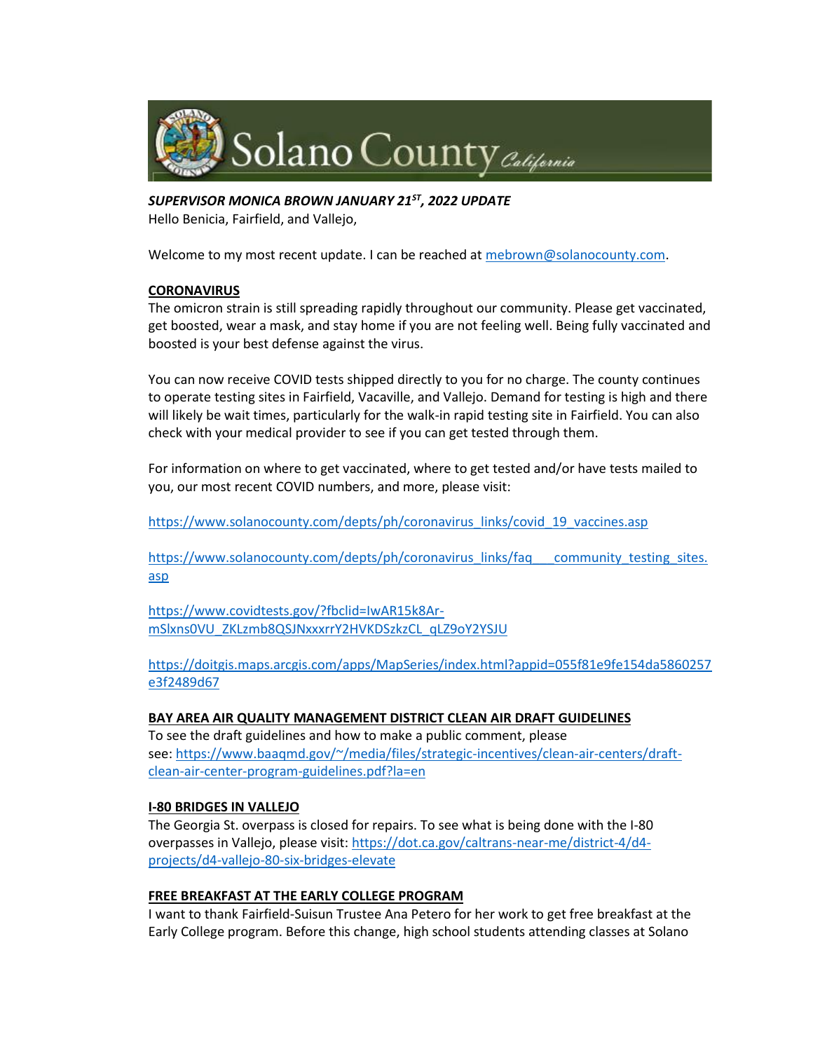Solano County *California*

***SUPERVISOR MONICA BROWN JANUARY 21ST, 2022 UPDATE***

Hello Benicia, Fairfield, and Vallejo,

Welcome to my most recent update. I can be reached at mebrown@solanocounty.com.

## CORONAVIRUS

The omicron strain is still spreading rapidly throughout our community. Please get vaccinated, get boosted, wear a mask, and stay home if you are not feeling well. Being fully vaccinated and boosted is your best defense against the virus.

You can now receive COVID tests shipped directly to you for no charge. The county continues to operate testing sites in Fairfield, Vacaville, and Vallejo. Demand for testing is high and there will likely be wait times, particularly for the walk-in rapid testing site in Fairfield. You can also check with your medical provider to see if you can get tested through them.

For information on where to get vaccinated, where to get tested and/or have tests mailed to you, our most recent COVID numbers, and more, please visit:

https://www.solanocounty.com/depts/ph/coronavirus_links/covid_19_vaccines.asp

https://www.solanocounty.com/depts/ph/coronavirus_links/faq___community_testing_sites.asp

https://www.covidtests.gov/?fbclid=IwAR15k8Ar-mSlxns0VU_ZKLzmb8QSJNxxxrrY2HVKDSzkzCL_qLZ9oY2YSJU

https://doitgis.maps.arcgis.com/apps/MapSeries/index.html?appid=055f81e9fe154da5860257e3f2489d67

## BAY AREA AIR QUALITY MANAGEMENT DISTRICT CLEAN AIR DRAFT GUIDELINES

To see the draft guidelines and how to make a public comment, please see: https://www.baaqmd.gov/~/media/files/strategic-incentives/clean-air-centers/draft-clean-air-center-program-guidelines.pdf?la=en

## I-80 BRIDGES IN VALLEJO

The Georgia St. overpass is closed for repairs. To see what is being done with the I-80 overpasses in Vallejo, please visit: https://dot.ca.gov/caltrans-near-me/district-4/d4-projects/d4-vallejo-80-six-bridges-elevate

## FREE BREAKFAST AT THE EARLY COLLEGE PROGRAM

I want to thank Fairfield-Suisun Trustee Ana Petero for her work to get free breakfast at the Early College program. Before this change, high school students attending classes at Solano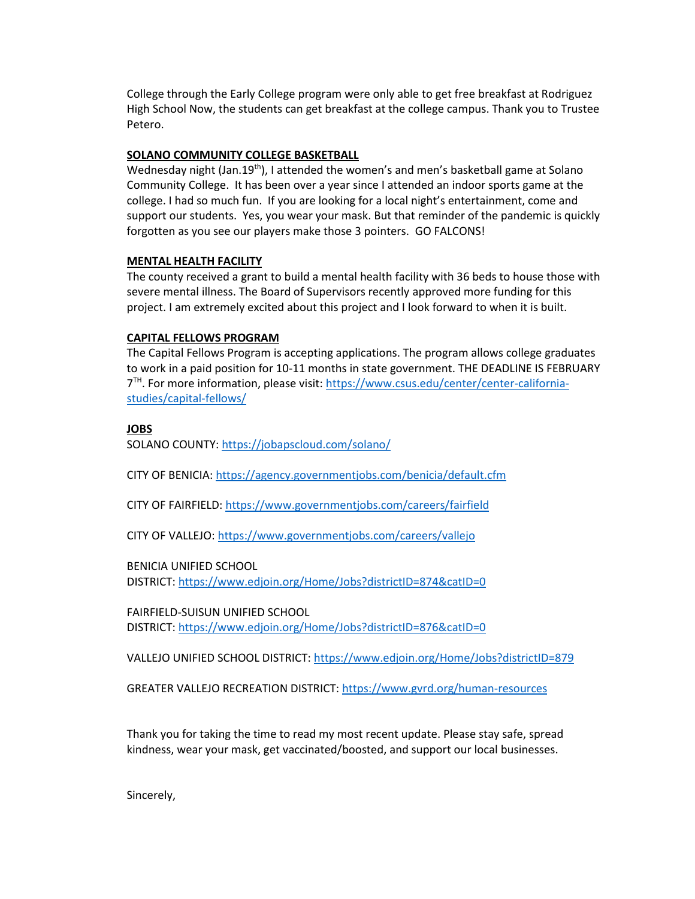College through the Early College program were only able to get free breakfast at Rodriguez High School Now, the students can get breakfast at the college campus. Thank you to Trustee Petero.

**SOLANO COMMUNITY COLLEGE BASKETBALL**

Wednesday night (Jan.19th), I attended the women's and men's basketball game at Solano Community College. It has been over a year since I attended an indoor sports game at the college. I had so much fun. If you are looking for a local night's entertainment, come and support our students. Yes, you wear your mask. But that reminder of the pandemic is quickly forgotten as you see our players make those 3 pointers. GO FALCONS!

**MENTAL HEALTH FACILITY**

The county received a grant to build a mental health facility with 36 beds to house those with severe mental illness. The Board of Supervisors recently approved more funding for this project. I am extremely excited about this project and I look forward to when it is built.

**CAPITAL FELLOWS PROGRAM**

The Capital Fellows Program is accepting applications. The program allows college graduates to work in a paid position for 10-11 months in state government. THE DEADLINE IS FEBRUARY 7TH. For more information, please visit: https://www.csus.edu/center/center-california-studies/capital-fellows/

**JOBS**

SOLANO COUNTY: https://jobapscloud.com/solano/

CITY OF BENICIA: https://agency.governmentjobs.com/benicia/default.cfm

CITY OF FAIRFIELD: https://www.governmentjobs.com/careers/fairfield

CITY OF VALLEJO: https://www.governmentjobs.com/careers/vallejo

BENICIA UNIFIED SCHOOL DISTRICT: https://www.edjoin.org/Home/Jobs?districtID=874&catID=0

FAIRFIELD-SUISUN UNIFIED SCHOOL DISTRICT: https://www.edjoin.org/Home/Jobs?districtID=876&catID=0

VALLEJO UNIFIED SCHOOL DISTRICT: https://www.edjoin.org/Home/Jobs?districtID=879

GREATER VALLEJO RECREATION DISTRICT: https://www.gvrd.org/human-resources

Thank you for taking the time to read my most recent update. Please stay safe, spread kindness, wear your mask, get vaccinated/boosted, and support our local businesses.

Sincerely,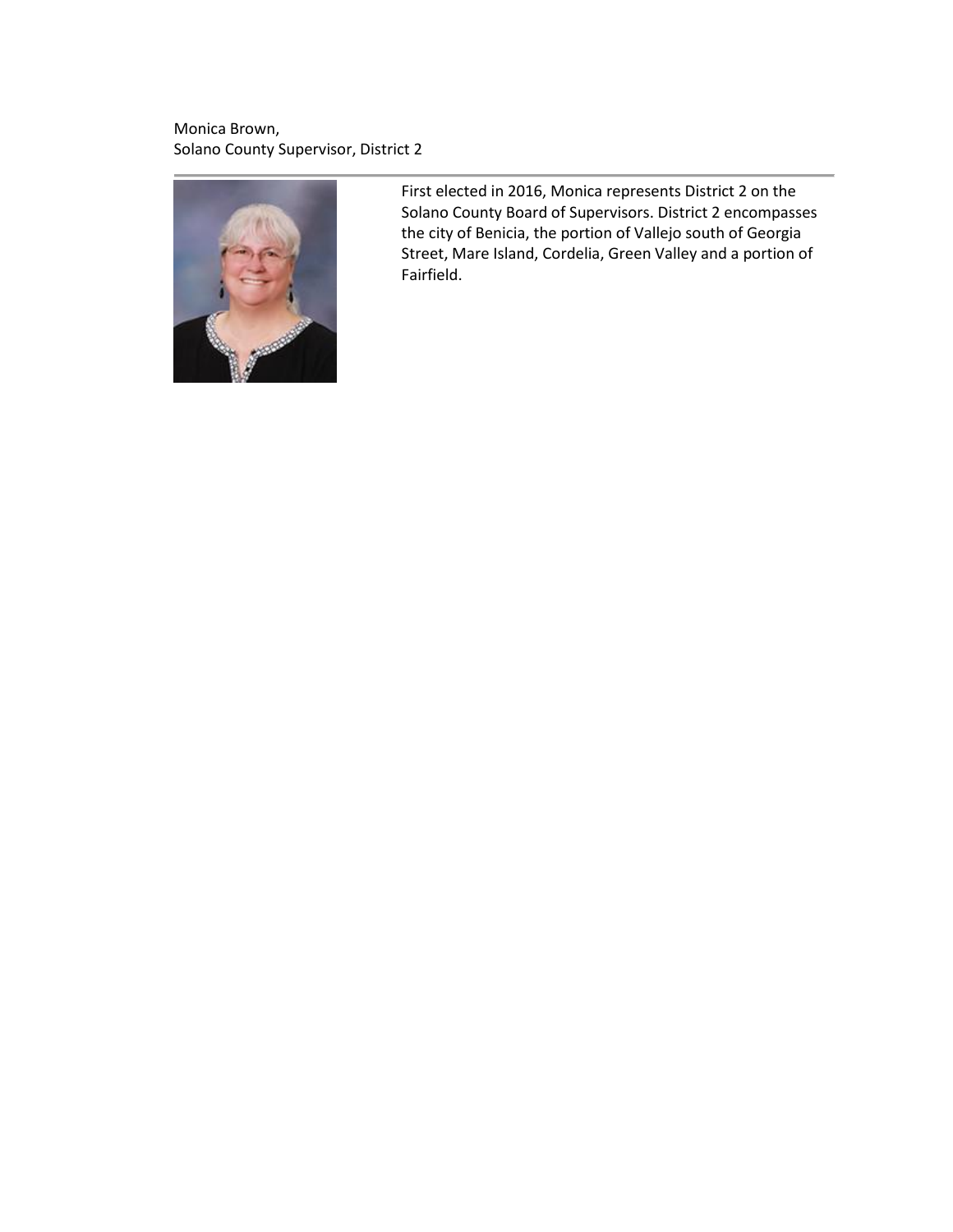Monica Brown,
Solano County Supervisor, District 2

First elected in 2016, Monica represents District 2 on the Solano County Board of Supervisors. District 2 encompasses the city of Benicia, the portion of Vallejo south of Georgia Street, Mare Island, Cordelia, Green Valley and a portion of Fairfield.